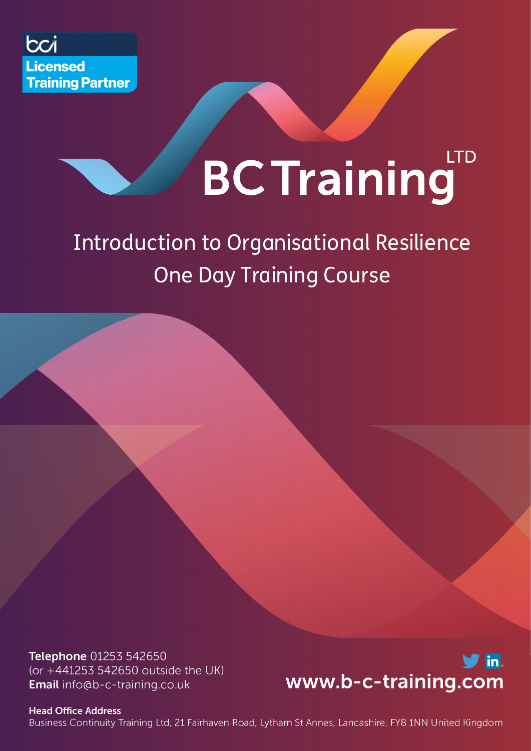bci

**Licensed Training Partner**

# BC Training LTD

## Introduction to Organisational Resilience
## One Day Training Course

**Telephone** 01253 542650
(or +441253 542650 outside the UK)
**Email** info@b-c-training.co.uk

**www.b-c-training.com**

**Head Office Address**
Business Continuity Training Ltd, 21 Fairhaven Road, Lytham St Annes, Lancashire, FY8 1NN United Kingdom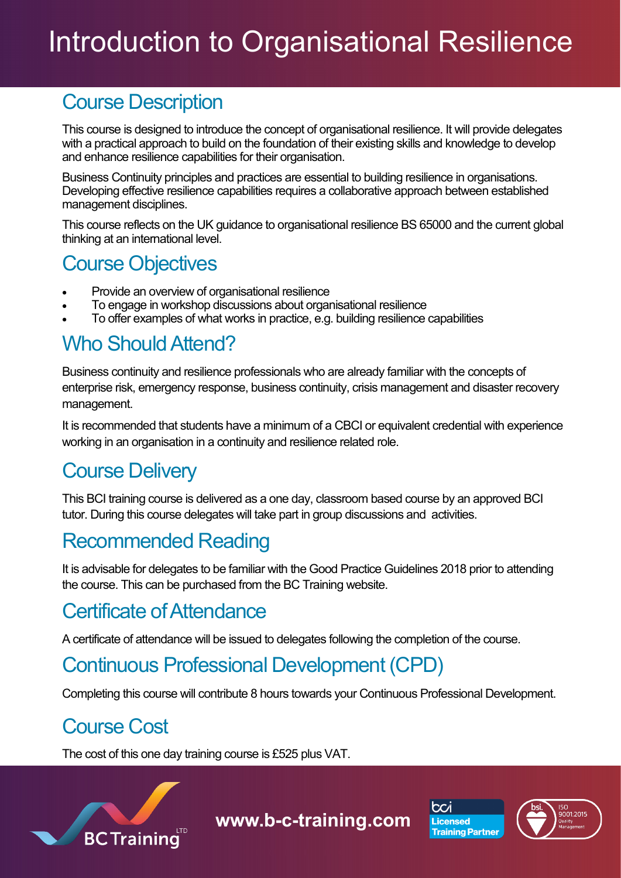# Introduction to Organisational Resilience

## Course Description

This course is designed to introduce the concept of organisational resilience. It will provide delegates with a practical approach to build on the foundation of their existing skills and knowledge to develop and enhance resilience capabilities for their organisation.

Business Continuity principles and practices are essential to building resilience in organisations. Developing effective resilience capabilities requires a collaborative approach between established management disciplines.

This course reflects on the UK guidance to organisational resilience BS 65000 and the current global thinking at an international level.

## Course Objectives

- Provide an overview of organisational resilience
- To engage in workshop discussions about organisational resilience
- To offer examples of what works in practice, e.g. building resilience capabilities

## Who Should Attend?

Business continuity and resilience professionals who are already familiar with the concepts of enterprise risk, emergency response, business continuity, crisis management and disaster recovery management.

It is recommended that students have a minimum of a CBCI or equivalent credential with experience working in an organisation in a continuity and resilience related role.

## Course Delivery

This BCI training course is delivered as a one day, classroom based course by an approved BCI tutor. During this course delegates will take part in group discussions and activities.

## Recommended Reading

It is advisable for delegates to be familiar with the Good Practice Guidelines 2018 prior to attending the course. This can be purchased from the BC Training website.

## Certificate of Attendance

A certificate of attendance will be issued to delegates following the completion of the course.

## Continuous Professional Development (CPD)

Completing this course will contribute 8 hours towards your Continuous Professional Development.

## Course Cost

The cost of this one day training course is £525 plus VAT.

BC Training LTD

www.b-c-training.com

bci Licensed Training Partner

bsi. ISO 9001:2015 Quality Management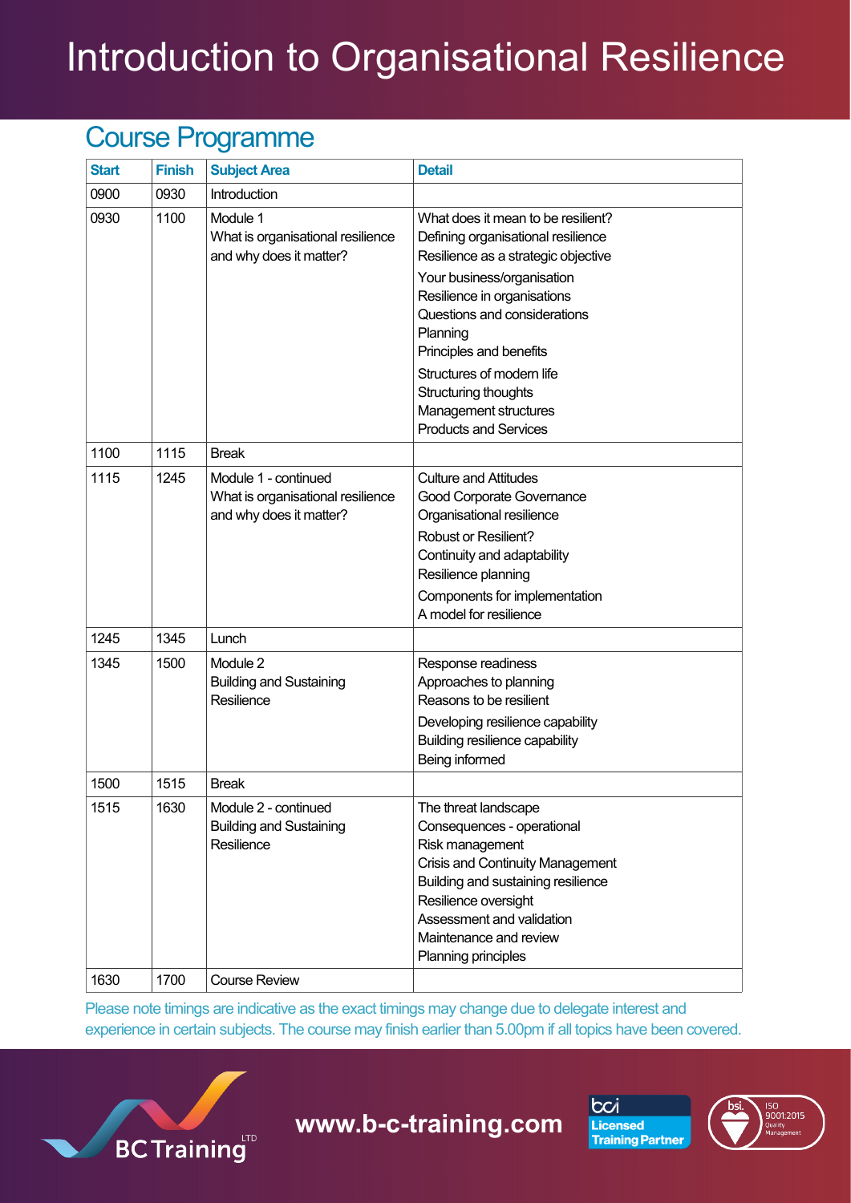# Introduction to Organisational Resilience

## Course Programme

| Start | Finish | Subject Area | Detail |
|---|---|---|---|
| 0900 | 0930 | Introduction | |
| 0930 | 1100 | Module 1<br>What is organisational resilience and why does it matter? | What does it mean to be resilient?<br>Defining organisational resilience<br>Resilience as a strategic objective<br>Your business/organisation<br>Resilience in organisations<br>Questions and considerations<br>Planning<br>Principles and benefits<br>Structures of modern life<br>Structuring thoughts<br>Management structures<br>Products and Services |
| 1100 | 1115 | Break | |
| 1115 | 1245 | Module 1 - continued<br>What is organisational resilience and why does it matter? | Culture and Attitudes<br>Good Corporate Governance<br>Organisational resilience<br>Robust or Resilient?<br>Continuity and adaptability<br>Resilience planning<br>Components for implementation<br>A model for resilience |
| 1245 | 1345 | Lunch | |
| 1345 | 1500 | Module 2<br>Building and Sustaining Resilience | Response readiness<br>Approaches to planning<br>Reasons to be resilient<br>Developing resilience capability<br>Building resilience capability<br>Being informed |
| 1500 | 1515 | Break | |
| 1515 | 1630 | Module 2 - continued<br>Building and Sustaining Resilience | The threat landscape<br>Consequences - operational<br>Risk management<br>Crisis and Continuity Management<br>Building and sustaining resilience<br>Resilience oversight<br>Assessment and validation<br>Maintenance and review<br>Planning principles |
| 1630 | 1700 | Course Review | |

Please note timings are indicative as the exact timings may change due to delegate interest and experience in certain subjects. The course may finish earlier than 5.00pm if all topics have been covered.

BC Training LTD

www.b-c-training.com

bci Licensed Training Partner

bsi. ISO 9001:2015 Quality Management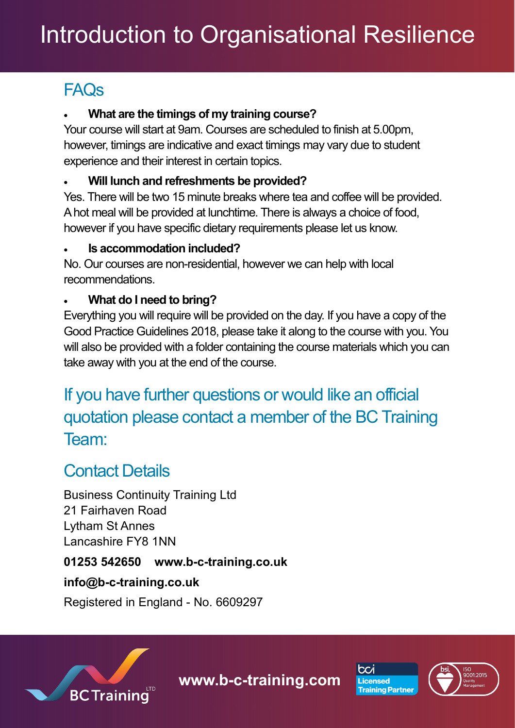# Introduction to Organisational Resilience

## FAQs

- **What are the timings of my training course?**

Your course will start at 9am. Courses are scheduled to finish at 5.00pm, however, timings are indicative and exact timings may vary due to student experience and their interest in certain topics.

- **Will lunch and refreshments be provided?**

Yes. There will be two 15 minute breaks where tea and coffee will be provided. A hot meal will be provided at lunchtime. There is always a choice of food, however if you have specific dietary requirements please let us know.

- **Is accommodation included?**

No. Our courses are non-residential, however we can help with local recommendations.

- **What do I need to bring?**

Everything you will require will be provided on the day. If you have a copy of the Good Practice Guidelines 2018, please take it along to the course with you. You will also be provided with a folder containing the course materials which you can take away with you at the end of the course.

## If you have further questions or would like an official quotation please contact a member of the BC Training Team:

## Contact Details

Business Continuity Training Ltd
21 Fairhaven Road
Lytham St Annes
Lancashire FY8 1NN

**01253 542650 www.b-c-training.co.uk**

**info@b-c-training.co.uk**

Registered in England - No. 6609297

**www.b-c-training.com**